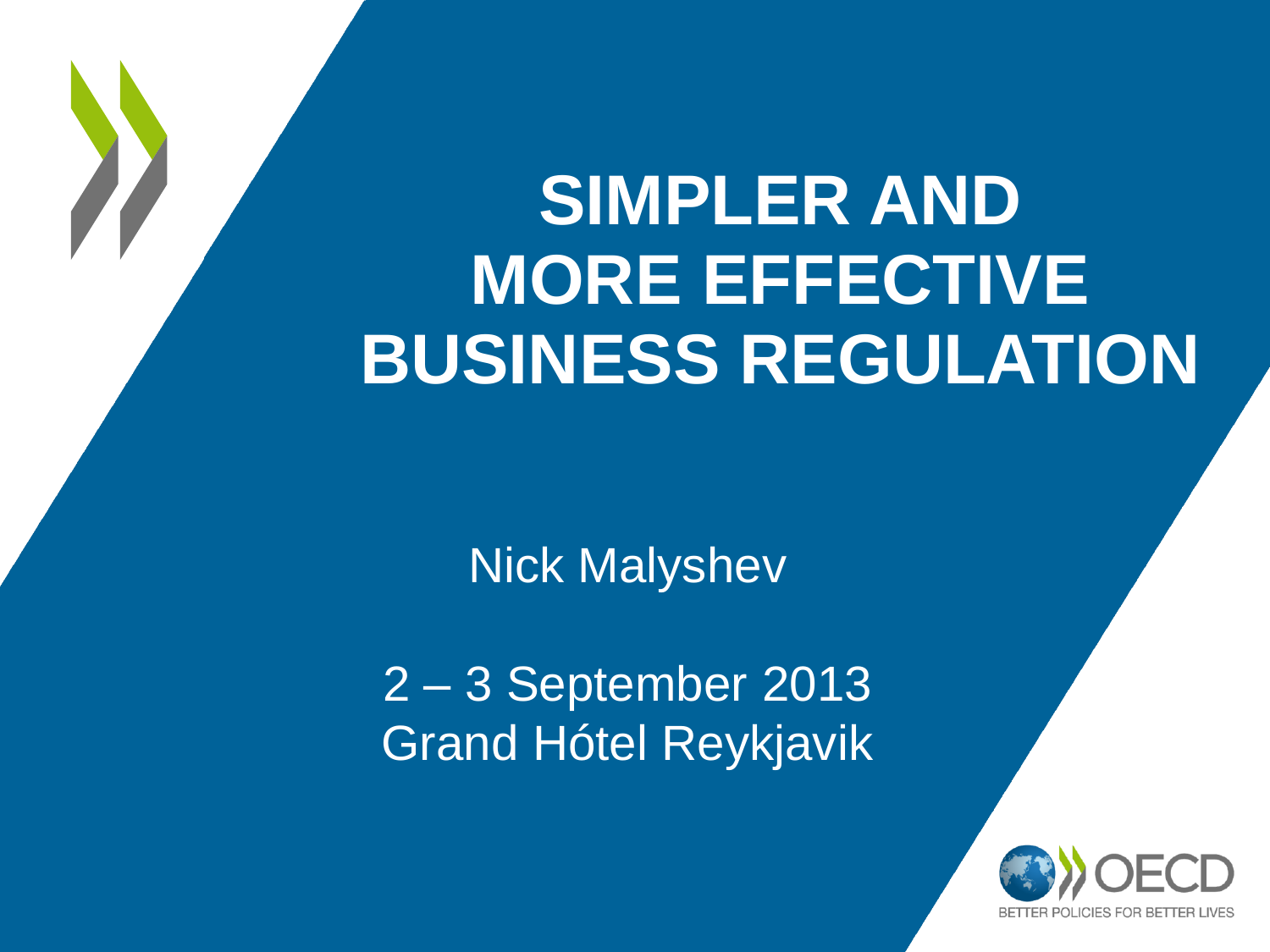# SIMPLER AND MORE EFFECTIVE BUSINESS REGULATION

Nick Malyshev

2 – 3 September 2013
Grand Hótel Reykjavik

OECD
BETTER POLICIES FOR BETTER LIVES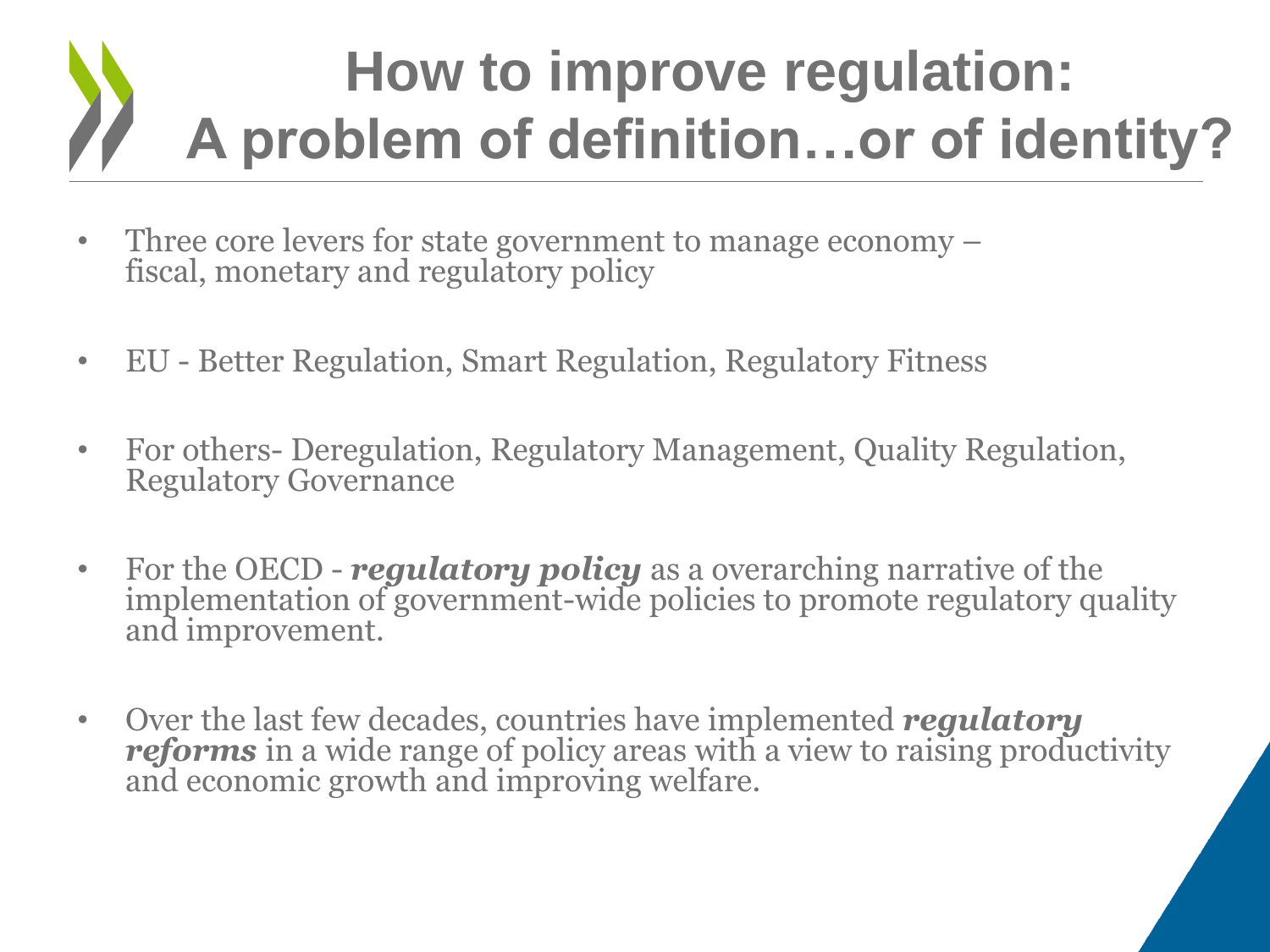# How to improve regulation: A problem of definition…or of identity?

- Three core levers for state government to manage economy – fiscal, monetary and regulatory policy
- EU - Better Regulation, Smart Regulation, Regulatory Fitness
- For others- Deregulation, Regulatory Management, Quality Regulation, Regulatory Governance
- For the OECD - ***regulatory policy*** as a overarching narrative of the implementation of government-wide policies to promote regulatory quality and improvement.
- Over the last few decades, countries have implemented ***regulatory reforms*** in a wide range of policy areas with a view to raising productivity and economic growth and improving welfare.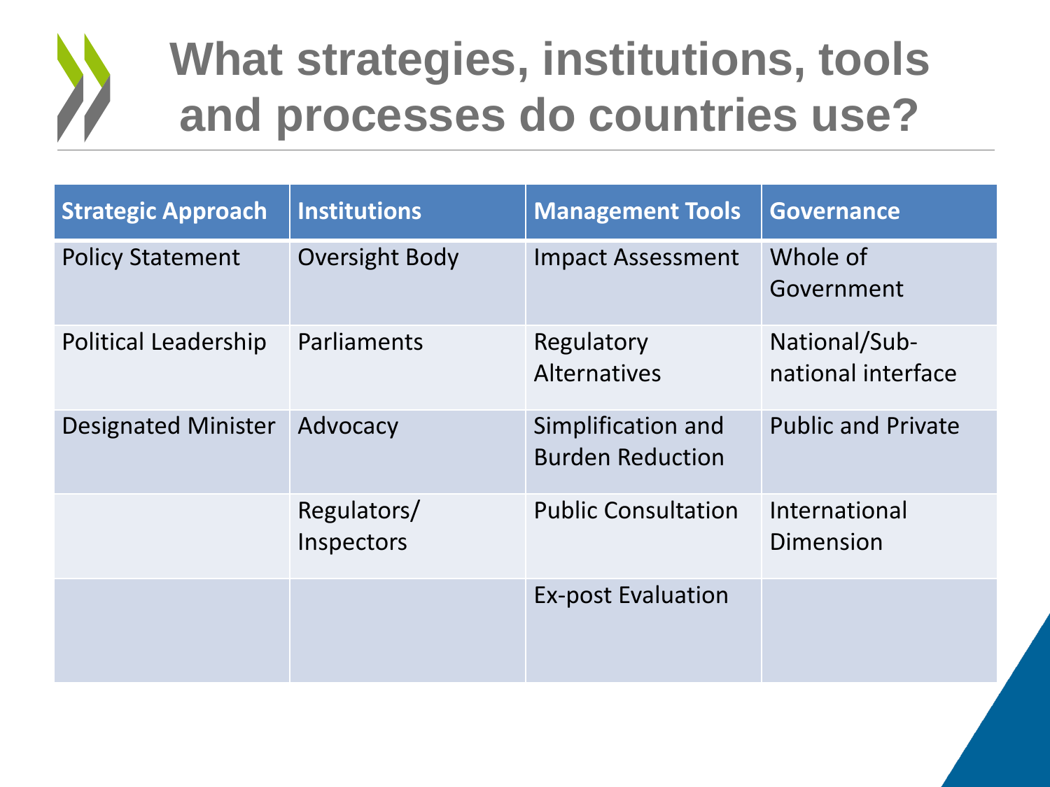# What strategies, institutions, tools and processes do countries use?

| Strategic Approach | Institutions | Management Tools | Governance |
|---|---|---|---|
| Policy Statement | Oversight Body | Impact Assessment | Whole of Government |
| Political Leadership | Parliaments | Regulatory Alternatives | National/Sub-national interface |
| Designated Minister | Advocacy | Simplification and Burden Reduction | Public and Private |
| | Regulators/ Inspectors | Public Consultation | International Dimension |
| | | Ex-post Evaluation | |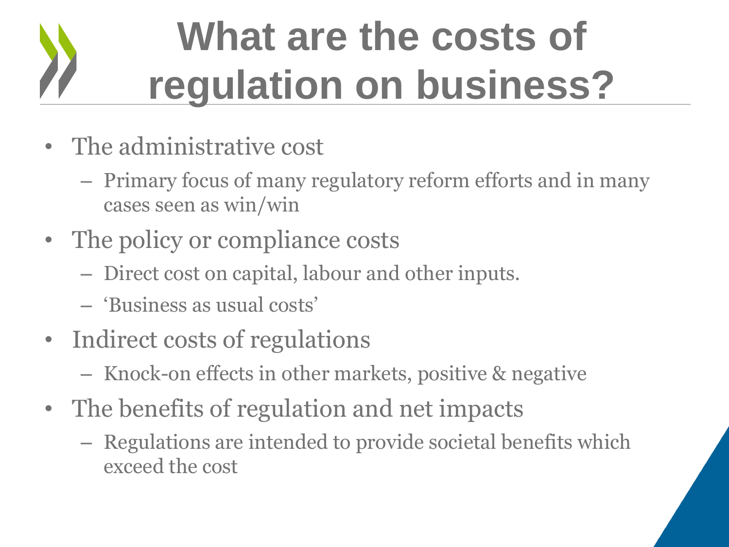# What are the costs of regulation on business?

- The administrative cost
  - Primary focus of many regulatory reform efforts and in many cases seen as win/win
- The policy or compliance costs
  - Direct cost on capital, labour and other inputs.
  - 'Business as usual costs'
- Indirect costs of regulations
  - Knock-on effects in other markets, positive & negative
- The benefits of regulation and net impacts
  - Regulations are intended to provide societal benefits which exceed the cost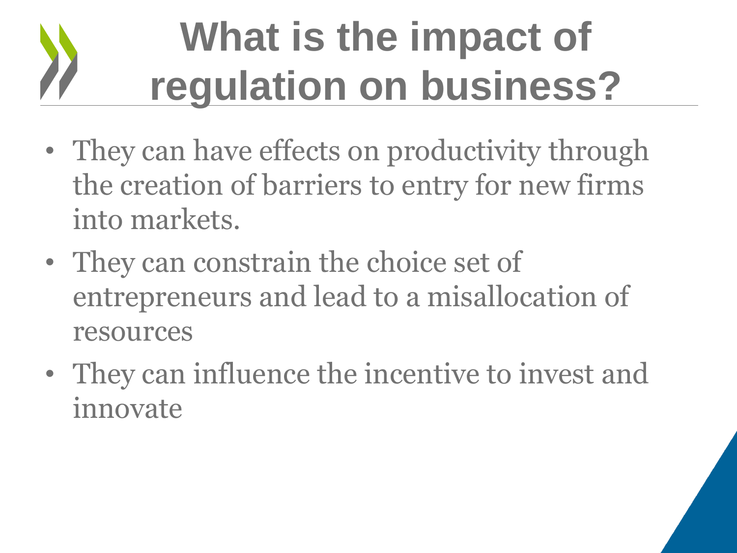# What is the impact of regulation on business?

- They can have effects on productivity through the creation of barriers to entry for new firms into markets.
- They can constrain the choice set of entrepreneurs and lead to a misallocation of resources
- They can influence the incentive to invest and innovate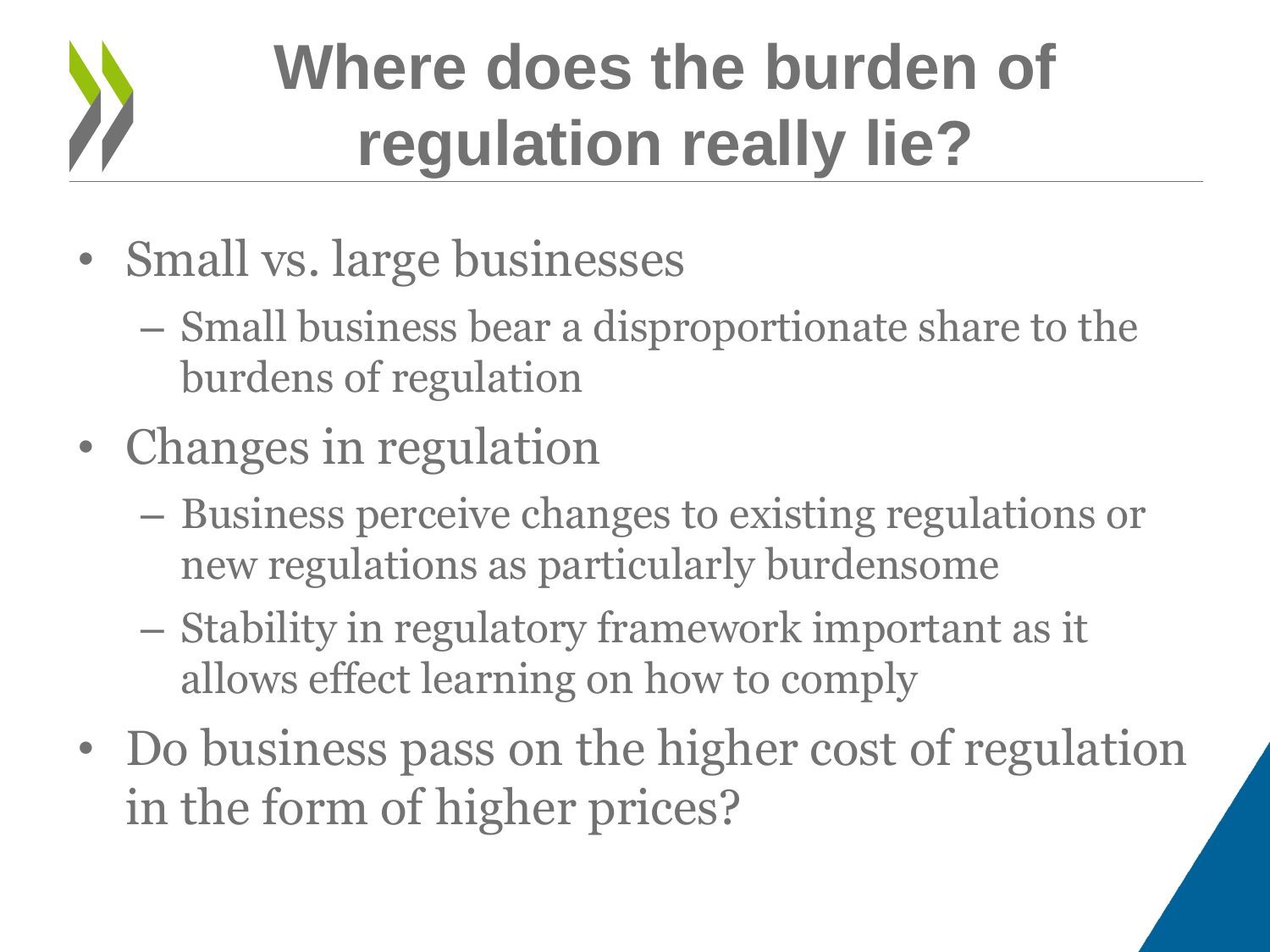# Where does the burden of regulation really lie?

- Small vs. large businesses
  - Small business bear a disproportionate share to the burdens of regulation
- Changes in regulation
  - Business perceive changes to existing regulations or new regulations as particularly burdensome
  - Stability in regulatory framework important as it allows effect learning on how to comply
- Do business pass on the higher cost of regulation in the form of higher prices?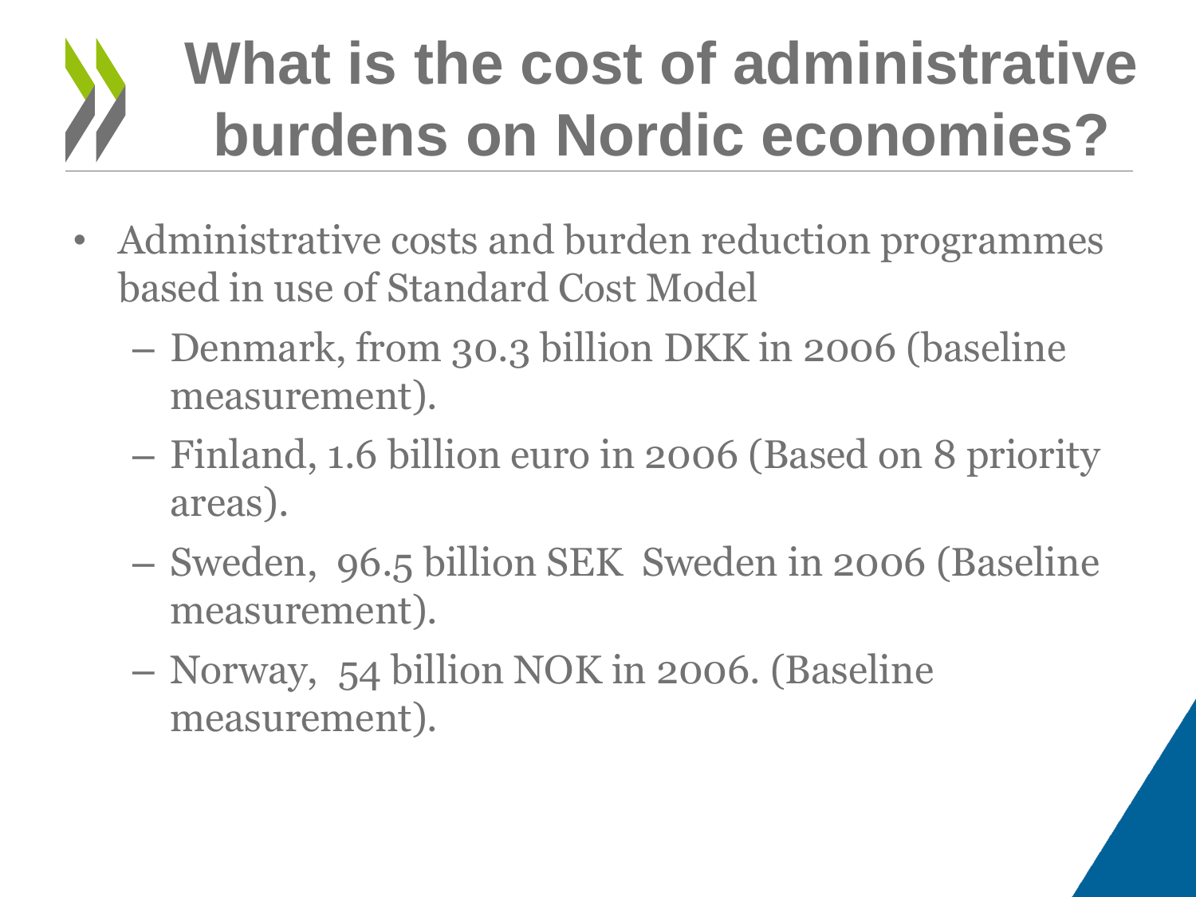# What is the cost of administrative burdens on Nordic economies?

- Administrative costs and burden reduction programmes based in use of Standard Cost Model
  - Denmark, from 30.3 billion DKK in 2006 (baseline measurement).
  - Finland, 1.6 billion euro in 2006 (Based on 8 priority areas).
  - Sweden, 96.5 billion SEK Sweden in 2006 (Baseline measurement).
  - Norway, 54 billion NOK in 2006. (Baseline measurement).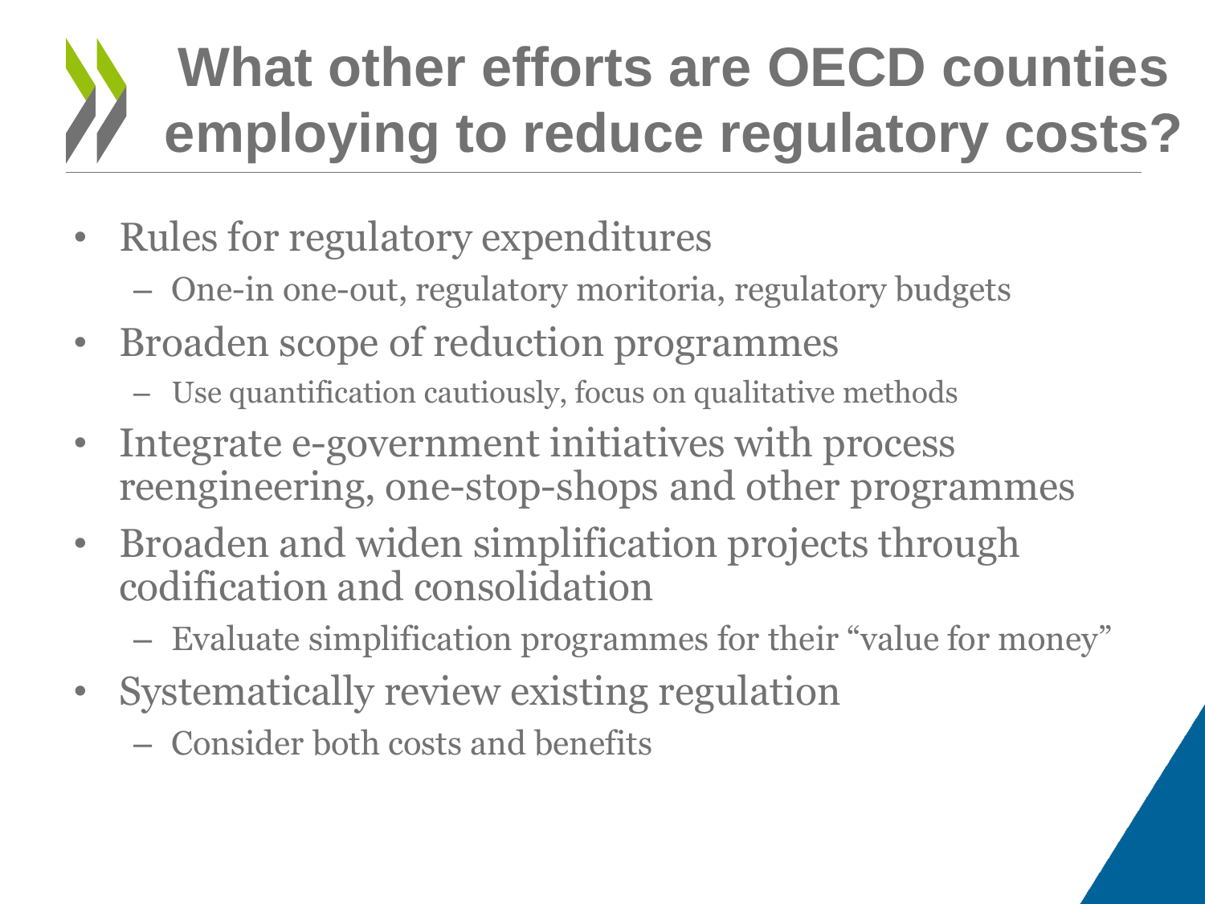# What other efforts are OECD counties employing to reduce regulatory costs?

- Rules for regulatory expenditures
  - One-in one-out, regulatory moritoria, regulatory budgets
- Broaden scope of reduction programmes
  - Use quantification cautiously, focus on qualitative methods
- Integrate e-government initiatives with process reengineering, one-stop-shops and other programmes
- Broaden and widen simplification projects through codification and consolidation
  - Evaluate simplification programmes for their "value for money"
- Systematically review existing regulation
  - Consider both costs and benefits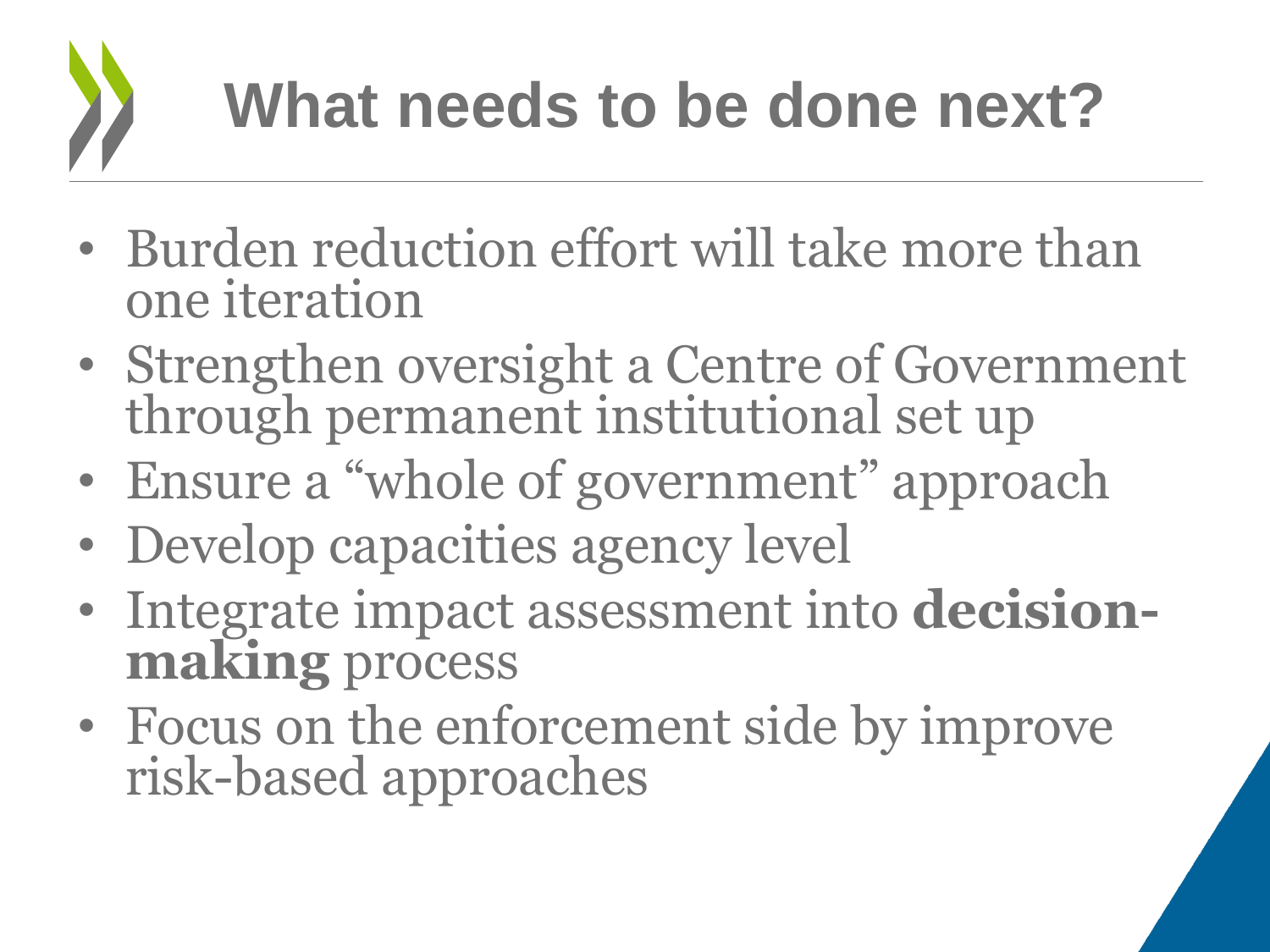# What needs to be done next?

- Burden reduction effort will take more than one iteration
- Strengthen oversight a Centre of Government through permanent institutional set up
- Ensure a “whole of government” approach
- Develop capacities agency level
- Integrate impact assessment into **decision-making** process
- Focus on the enforcement side by improve risk-based approaches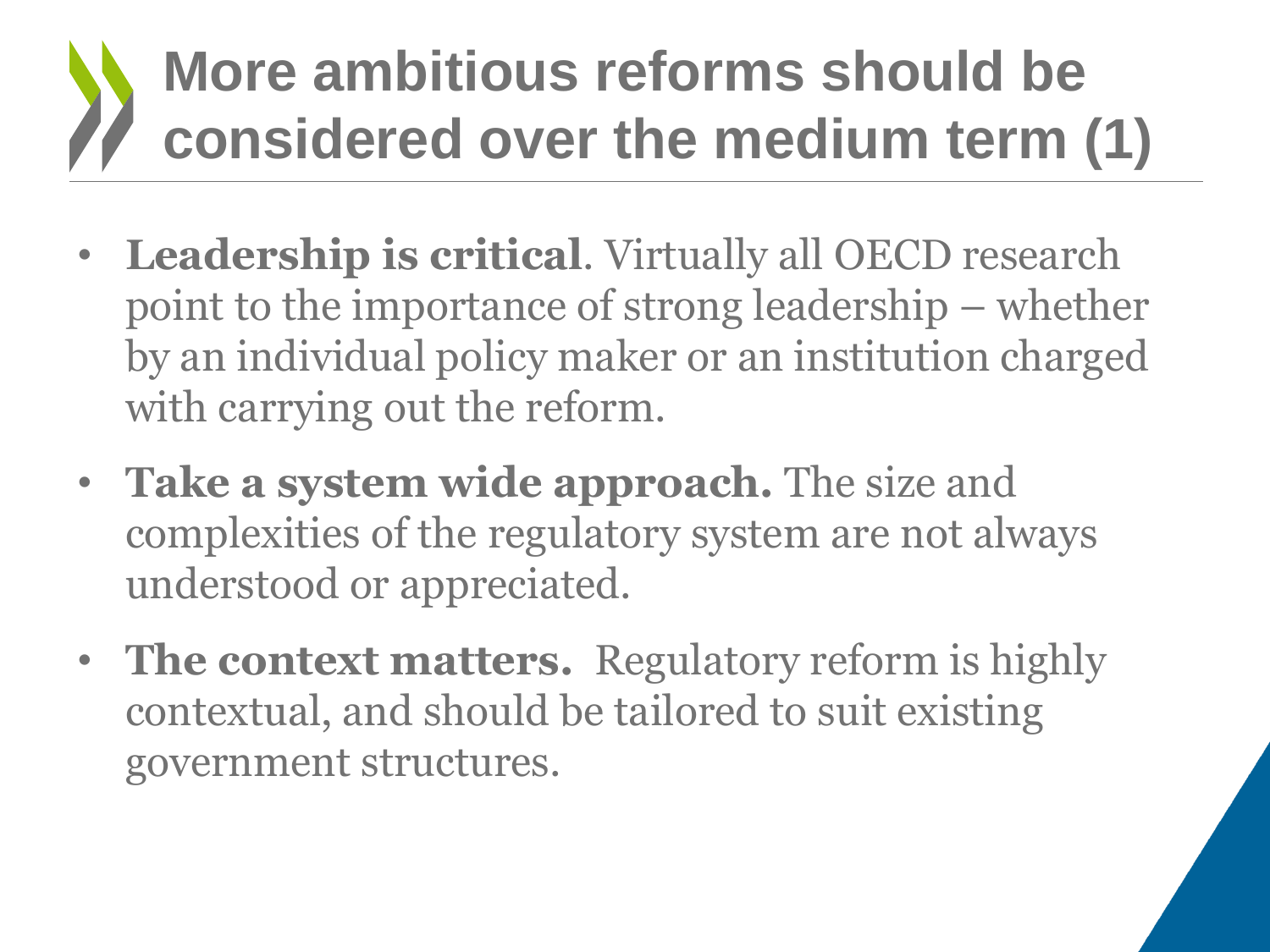# More ambitious reforms should be considered over the medium term (1)

- **Leadership is critical**. Virtually all OECD research point to the importance of strong leadership – whether by an individual policy maker or an institution charged with carrying out the reform.
- **Take a system wide approach.** The size and complexities of the regulatory system are not always understood or appreciated.
- **The context matters.** Regulatory reform is highly contextual, and should be tailored to suit existing government structures.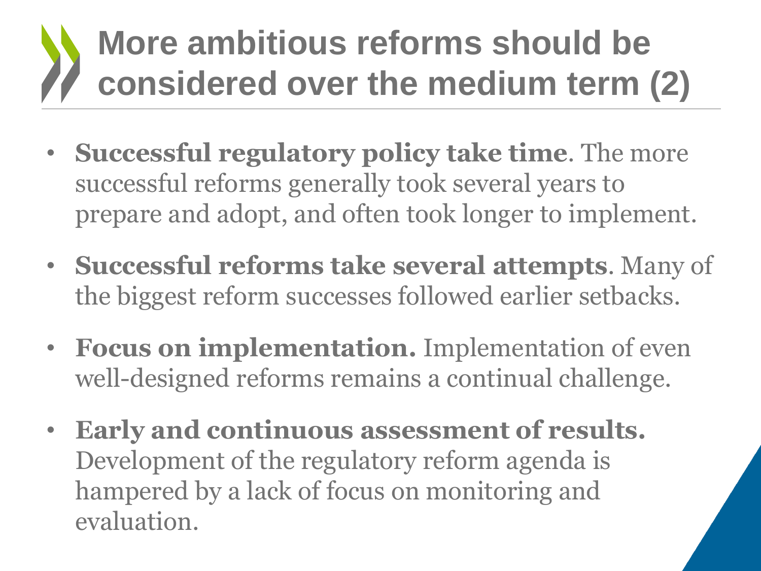# More ambitious reforms should be considered over the medium term (2)

- **Successful regulatory policy take time**. The more successful reforms generally took several years to prepare and adopt, and often took longer to implement.
- **Successful reforms take several attempts**. Many of the biggest reform successes followed earlier setbacks.
- **Focus on implementation.** Implementation of even well-designed reforms remains a continual challenge.
- **Early and continuous assessment of results.** Development of the regulatory reform agenda is hampered by a lack of focus on monitoring and evaluation.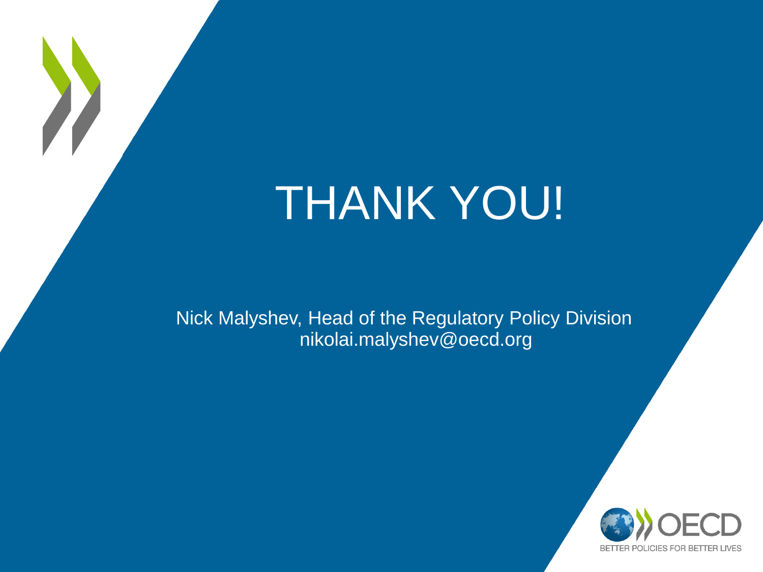# THANK YOU!

Nick Malyshev, Head of the Regulatory Policy Division
nikolai.malyshev@oecd.org

OECD
BETTER POLICIES FOR BETTER LIVES